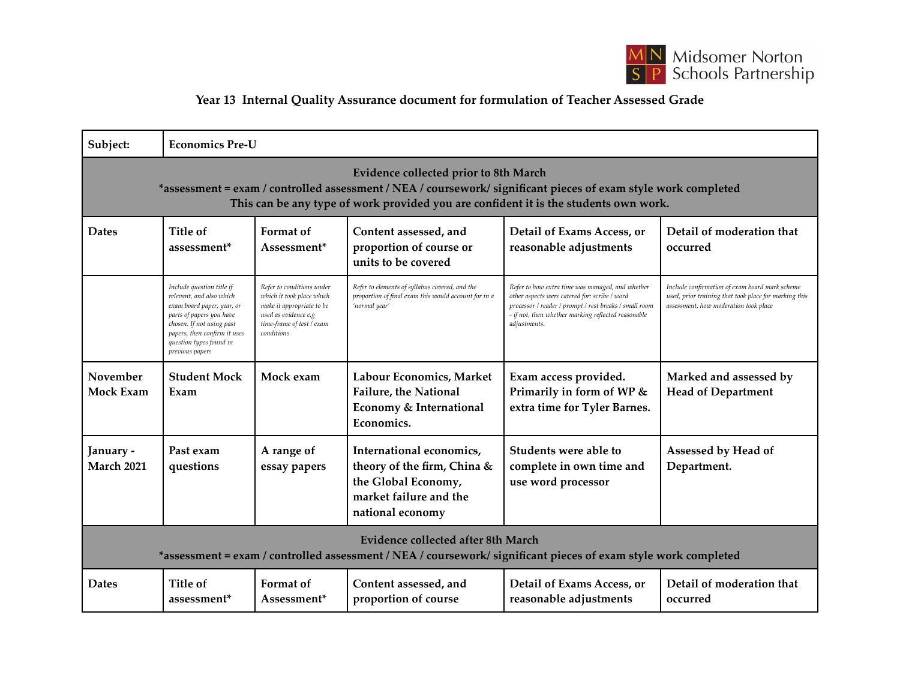Midsomer Norton Schools Partnership

## Year 13 Internal Quality Assurance document for formulation of Teacher Assessed Grade

| Subject: | Economics Pre-U | | | | |
|---|---|---|---|---|---|
| **Evidence collected prior to 8th March**<br>*assessment = exam / controlled assessment / NEA / coursework/ significant pieces of exam style work completed<br>This can be any type of work provided you are confident it is the students own work. | | | | | |
| **Dates** | **Title of assessment*** | **Format of Assessment*** | **Content assessed, and proportion of course or units to be covered** | **Detail of Exams Access, or reasonable adjustments** | **Detail of moderation that occurred** |
| | *Include question title if relevant, and also which exam board paper, year, or parts of papers you have chosen. If not using past papers, then confirm it uses question types found in previous papers* | *Refer to conditions under which it took place which make it appropriate to be used as evidence e.g time-frame of test / exam conditions* | *Refer to elements of syllabus covered, and the proportion of final exam this would account for in a 'normal year'* | *Refer to how extra time was managed, and whether other aspects were catered for: scribe / word processor / reader / prompt / rest breaks / small room - if not, then whether marking reflected reasonable adjustments.* | *Include confirmation of exam board mark scheme used, prior training that took place for marking this assessment, how moderation took place* |
| November Mock Exam | Student Mock Exam | Mock exam | Labour Economics, Market Failure, the National Economy & International Economics. | Exam access provided. Primarily in form of WP & extra time for Tyler Barnes. | Marked and assessed by Head of Department |
| January - March 2021 | Past exam questions | A range of essay papers | International economics, theory of the firm, China & the Global Economy, market failure and the national economy | Students were able to complete in own time and use word processor | Assessed by Head of Department. |
| **Evidence collected after 8th March**<br>*assessment = exam / controlled assessment / NEA / coursework/ significant pieces of exam style work completed | | | | | |
| **Dates** | **Title of assessment*** | **Format of Assessment*** | **Content assessed, and proportion of course** | **Detail of Exams Access, or reasonable adjustments** | **Detail of moderation that occurred** |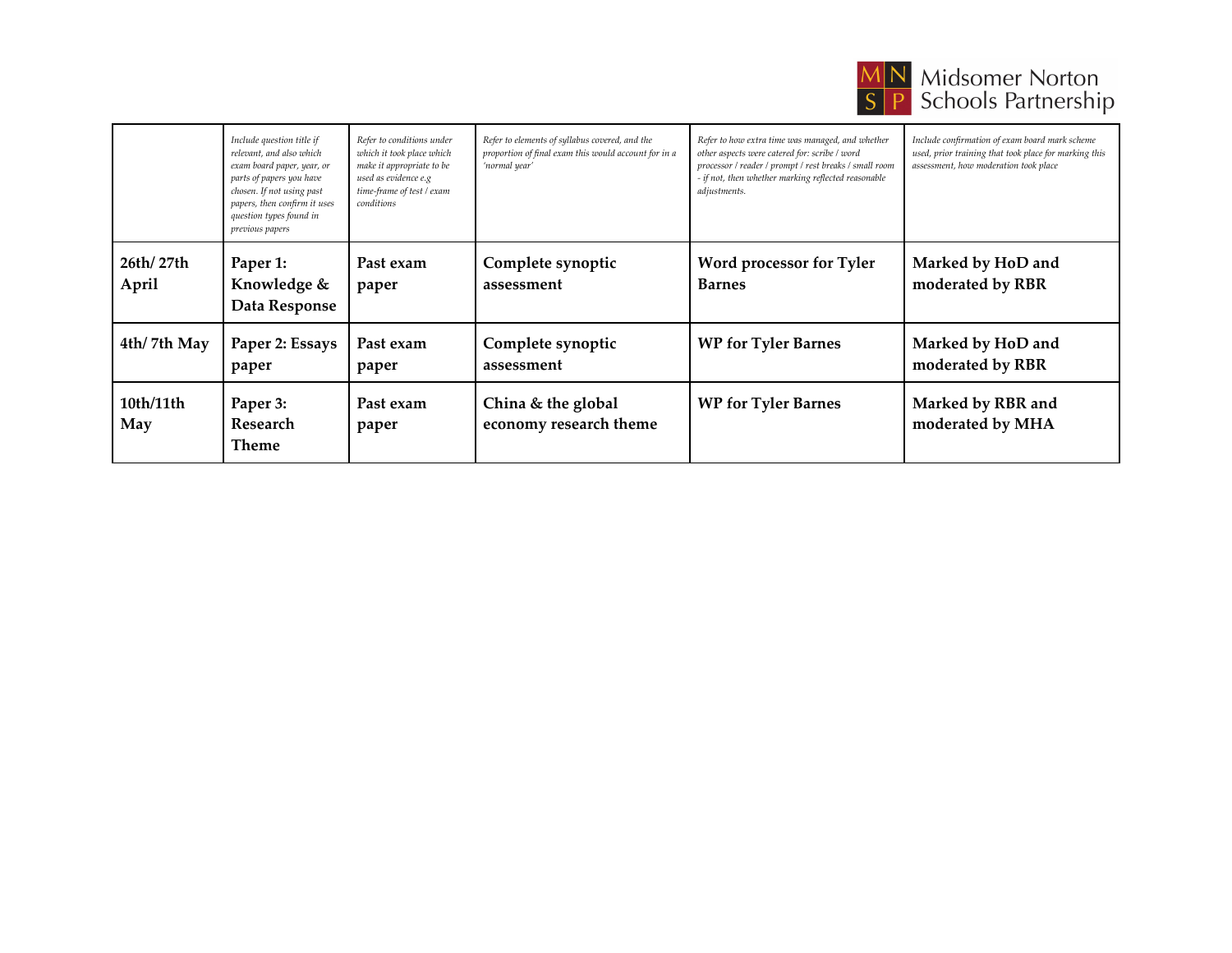| | | | | | |
|---|---|---|---|---|---|
| | *Include question title if relevant, and also which exam board paper, year, or parts of papers you have chosen. If not using past papers, then confirm it uses question types found in previous papers* | *Refer to conditions under which it took place which make it appropriate to be used as evidence e.g time-frame of test / exam conditions* | *Refer to elements of syllabus covered, and the proportion of final exam this would account for in a 'normal year'* | *Refer to how extra time was managed, and whether other aspects were catered for: scribe / word processor / reader / prompt / rest breaks / small room - if not, then whether marking reflected reasonable adjustments.* | *Include confirmation of exam board mark scheme used, prior training that took place for marking this assessment, how moderation took place* |
| **26th/ 27th April** | **Paper 1: Knowledge & Data Response** | **Past exam paper** | **Complete synoptic assessment** | **Word processor for Tyler Barnes** | **Marked by HoD and moderated by RBR** |
| **4th/ 7th May** | **Paper 2: Essays paper** | **Past exam paper** | **Complete synoptic assessment** | **WP for Tyler Barnes** | **Marked by HoD and moderated by RBR** |
| **10th/11th May** | **Paper 3: Research Theme** | **Past exam paper** | **China & the global economy research theme** | **WP for Tyler Barnes** | **Marked by RBR and moderated by MHA** |